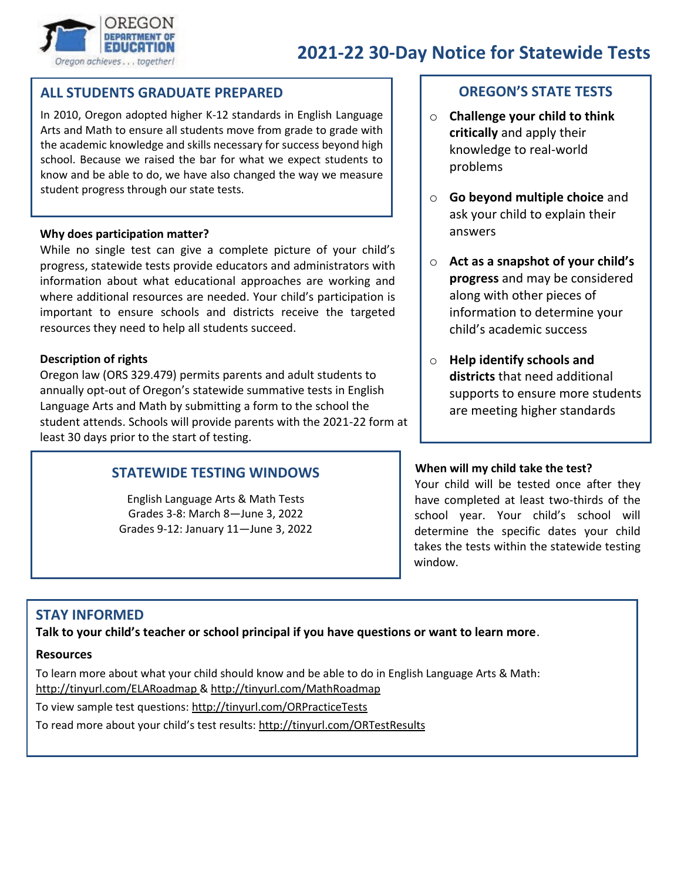# 2021-22 30-Day Notice for Statewide Tests

## ALL STUDENTS GRADUATE PREPARED

In 2010, Oregon adopted higher K-12 standards in English Language Arts and Math to ensure all students move from grade to grade with the academic knowledge and skills necessary for success beyond high school. Because we raised the bar for what we expect students to know and be able to do, we have also changed the way we measure student progress through our state tests.

**Why does participation matter?**

While no single test can give a complete picture of your child's progress, statewide tests provide educators and administrators with information about what educational approaches are working and where additional resources are needed. Your child's participation is important to ensure schools and districts receive the targeted resources they need to help all students succeed.

**Description of rights**

Oregon law (ORS 329.479) permits parents and adult students to annually opt-out of Oregon's statewide summative tests in English Language Arts and Math by submitting a form to the school the student attends. Schools will provide parents with the 2021-22 form at least 30 days prior to the start of testing.

## STATEWIDE TESTING WINDOWS

English Language Arts & Math Tests
Grades 3-8: March 8—June 3, 2022
Grades 9-12: January 11—June 3, 2022

## OREGON'S STATE TESTS

- **Challenge your child to think critically** and apply their knowledge to real-world problems
- **Go beyond multiple choice** and ask your child to explain their answers
- **Act as a snapshot of your child's progress** and may be considered along with other pieces of information to determine your child's academic success
- **Help identify schools and districts** that need additional supports to ensure more students are meeting higher standards

**When will my child take the test?**

Your child will be tested once after they have completed at least two-thirds of the school year. Your child's school will determine the specific dates your child takes the tests within the statewide testing window.

## STAY INFORMED

**Talk to your child's teacher or school principal if you have questions or want to learn more**.

**Resources**

To learn more about what your child should know and be able to do in English Language Arts & Math: http://tinyurl.com/ELARoadmap & http://tinyurl.com/MathRoadmap

To view sample test questions: http://tinyurl.com/ORPracticeTests

To read more about your child's test results: http://tinyurl.com/ORTestResults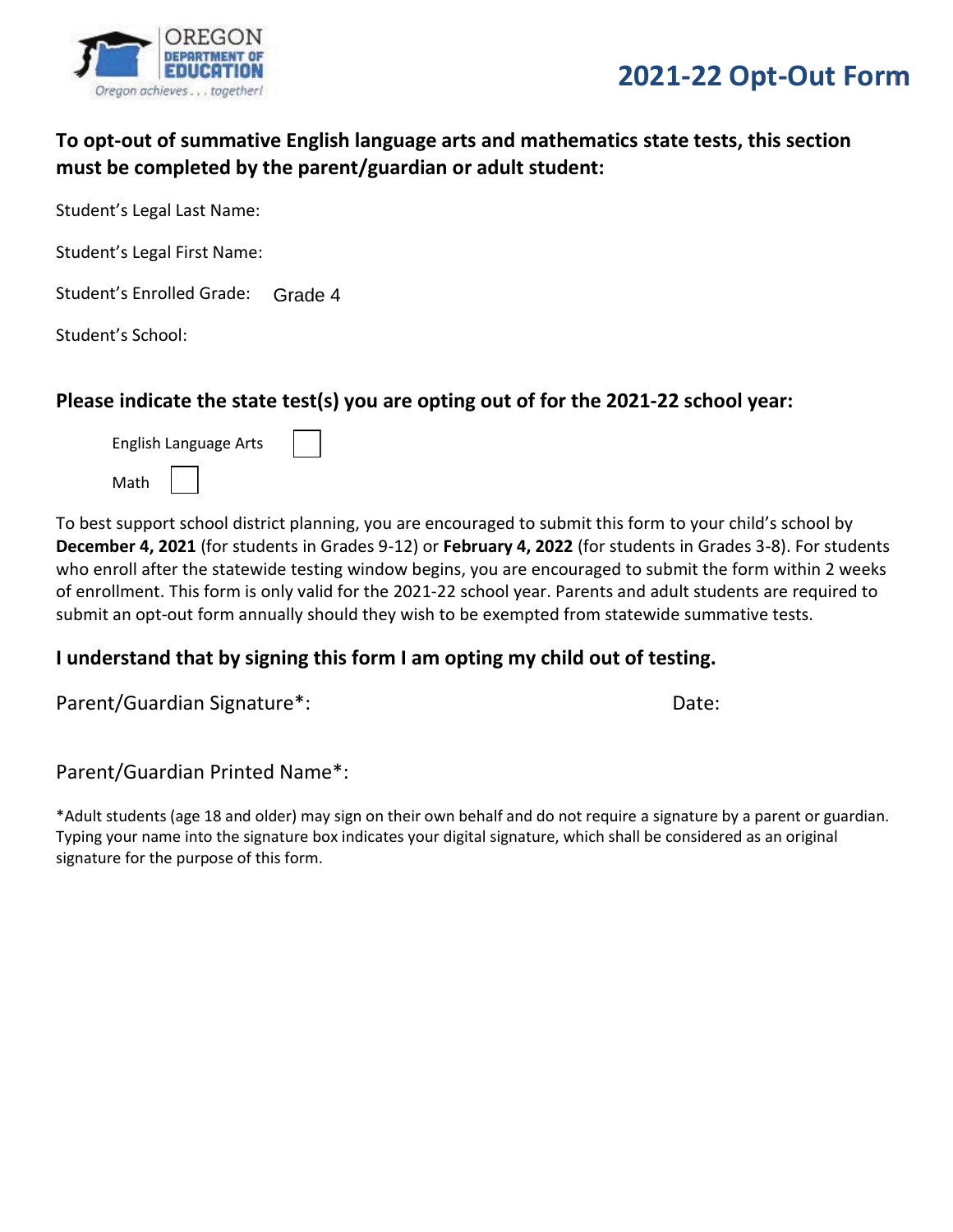# 2021-22 Opt-Out Form

**To opt-out of summative English language arts and mathematics state tests, this section must be completed by the parent/guardian or adult student:**

Student's Legal Last Name:

Student's Legal First Name:

Student's Enrolled Grade: Grade 4

Student's School:

## Please indicate the state test(s) you are opting out of for the 2021-22 school year:

English Language Arts ☐

Math ☐

To best support school district planning, you are encouraged to submit this form to your child's school by **December 4, 2021** (for students in Grades 9-12) or **February 4, 2022** (for students in Grades 3-8). For students who enroll after the statewide testing window begins, you are encouraged to submit the form within 2 weeks of enrollment. This form is only valid for the 2021-22 school year. Parents and adult students are required to submit an opt-out form annually should they wish to be exempted from statewide summative tests.

## I understand that by signing this form I am opting my child out of testing.

Parent/Guardian Signature*: Date:

Parent/Guardian Printed Name*:

*Adult students (age 18 and older) may sign on their own behalf and do not require a signature by a parent or guardian. Typing your name into the signature box indicates your digital signature, which shall be considered as an original signature for the purpose of this form.